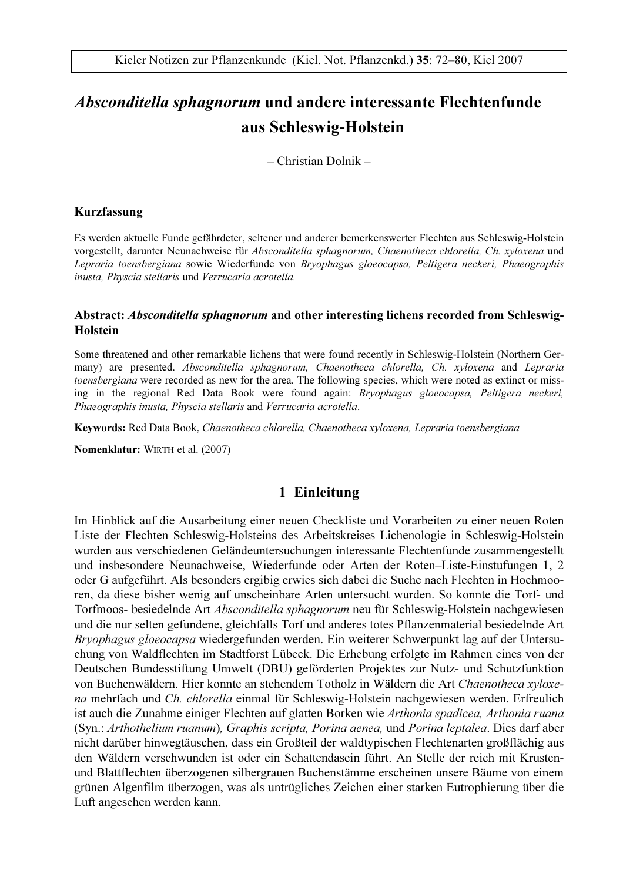Kieler Notizen zur Pflanzenkunde (Kiel. Not. Pflanzenkd.) **35**: 72–80, Kiel 2007

# *Absconditella sphagnorum* und andere interessante Flechtenfunde aus Schleswig-Holstein

– Christian Dolnik –

### Kurzfassung

Es werden aktuelle Funde gefährdeter, seltener und anderer bemerkenswerter Flechten aus Schleswig-Holstein vorgestellt, darunter Neunachweise für *Absconditella sphagnorum, Chaenotheca chlorella, Ch. xyloxena* und *Lepraria toensbergiana* sowie Wiederfunde von *Bryophagus gloeocapsa, Peltigera neckeri, Phaeographis inusta, Physcia stellaris* und *Verrucaria acrotella.*

### Abstract: *Absconditella sphagnorum* and other interesting lichens recorded from Schleswig-Holstein

Some threatened and other remarkable lichens that were found recently in Schleswig-Holstein (Northern Germany) are presented. *Absconditella sphagnorum, Chaenotheca chlorella, Ch. xyloxena* and *Lepraria toensbergiana* were recorded as new for the area. The following species, which were noted as extinct or missing in the regional Red Data Book were found again: *Bryophagus gloeocapsa, Peltigera neckeri, Phaeographis inusta, Physcia stellaris* and *Verrucaria acrotella*.

**Keywords:** Red Data Book, *Chaenotheca chlorella, Chaenotheca xyloxena, Lepraria toensbergiana*

**Nomenklatur:** WIRTH et al. (2007)

## 1 Einleitung

Im Hinblick auf die Ausarbeitung einer neuen Checkliste und Vorarbeiten zu einer neuen Roten Liste der Flechten Schleswig-Holsteins des Arbeitskreises Lichenologie in Schleswig-Holstein wurden aus verschiedenen Geländeuntersuchungen interessante Flechtenfunde zusammengestellt und insbesondere Neunachweise, Wiederfunde oder Arten der Roten–Liste-Einstufungen 1, 2 oder G aufgeführt. Als besonders ergibig erwies sich dabei die Suche nach Flechten in Hochmooren, da diese bisher wenig auf unscheinbare Arten untersucht wurden. So konnte die Torf- und Torfmoos- besiedelnde Art *Absconditella sphagnorum* neu für Schleswig-Holstein nachgewiesen und die nur selten gefundene, gleichfalls Torf und anderes totes Pflanzenmaterial besiedelnde Art *Bryophagus gloeocapsa* wiedergefunden werden. Ein weiterer Schwerpunkt lag auf der Untersuchung von Waldflechten im Stadtforst Lübeck. Die Erhebung erfolgte im Rahmen eines von der Deutschen Bundesstiftung Umwelt (DBU) geförderten Projektes zur Nutz- und Schutzfunktion von Buchenwäldern. Hier konnte an stehendem Totholz in Wäldern die Art *Chaenotheca xyloxena* mehrfach und *Ch. chlorella* einmal für Schleswig-Holstein nachgewiesen werden. Erfreulich ist auch die Zunahme einiger Flechten auf glatten Borken wie *Arthonia spadicea, Arthonia ruana* (Syn.: *Arthothelium ruanum*), *Graphis scripta, Porina aenea,* und *Porina leptalea*. Dies darf aber nicht darüber hinwegtäuschen, dass ein Großteil der waldtypischen Flechtenarten großflächig aus den Wäldern verschwunden ist oder ein Schattendasein führt. An Stelle der reich mit Krusten- und Blattflechten überzogenen silbergrauen Buchenstämme erscheinen unsere Bäume von einem grünen Algenfilm überzogen, was als untrügliches Zeichen einer starken Eutrophierung über die Luft angesehen werden kann.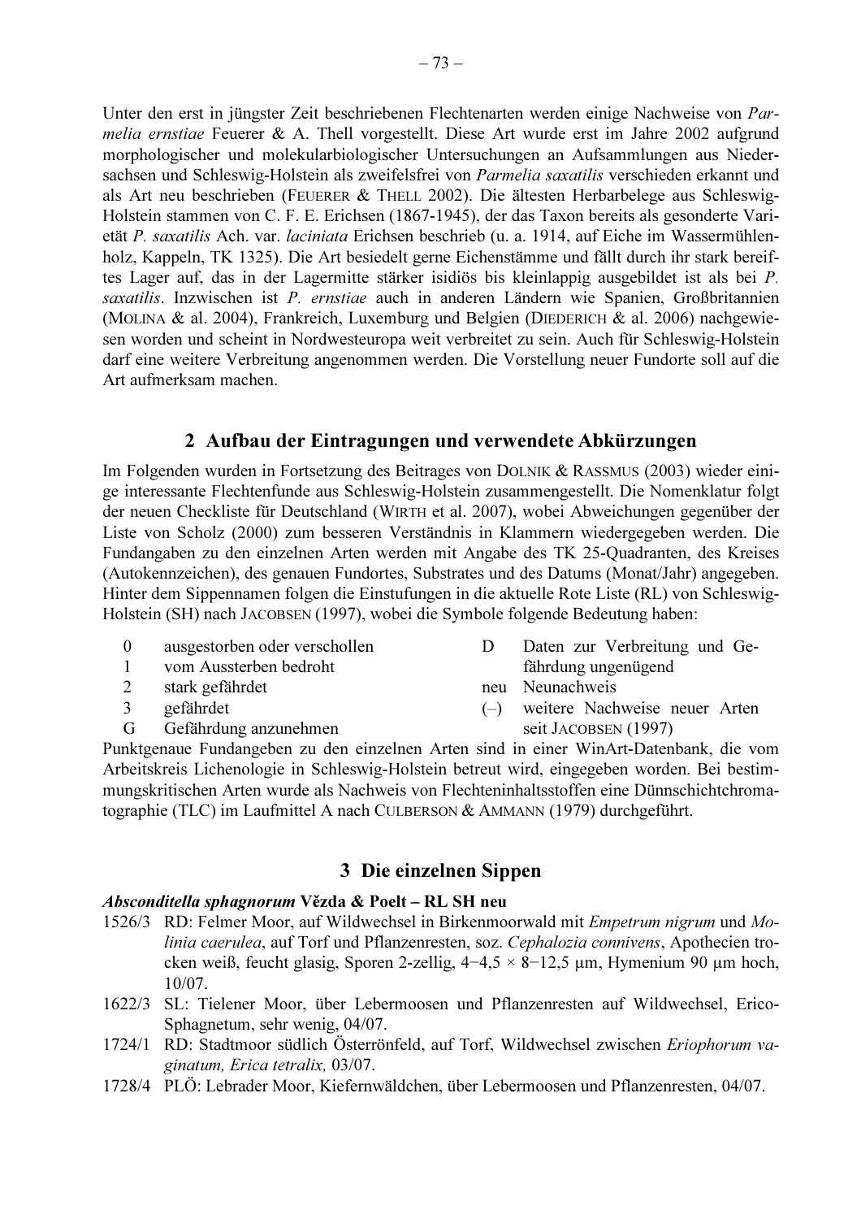Unter den erst in jüngster Zeit beschriebenen Flechtenarten werden einige Nachweise von *Parmelia ernstiae* Feuerer & A. Thell vorgestellt. Diese Art wurde erst im Jahre 2002 aufgrund morphologischer und molekularbiologischer Untersuchungen an Aufsammlungen aus Niedersachsen und Schleswig-Holstein als zweifelsfrei von *Parmelia saxatilis* verschieden erkannt und als Art neu beschrieben (Feuerer & Thell 2002). Die ältesten Herbarbelege aus Schleswig-Holstein stammen von C. F. E. Erichsen (1867-1945), der das Taxon bereits als gesonderte Varietät *P. saxatilis* Ach. var. *laciniata* Erichsen beschrieb (u. a. 1914, auf Eiche im Wassermühlenholz, Kappeln, TK 1325). Die Art besiedelt gerne Eichenstämme und fällt durch ihr stark bereiftes Lager auf, das in der Lagermitte stärker isidiös bis kleinlappig ausgebildet ist als bei *P. saxatilis*. Inzwischen ist *P. ernstiae* auch in anderen Ländern wie Spanien, Großbritannien (Molina & al. 2004), Frankreich, Luxemburg und Belgien (Diederich & al. 2006) nachgewiesen worden und scheint in Nordwesteuropa weit verbreitet zu sein. Auch für Schleswig-Holstein darf eine weitere Verbreitung angenommen werden. Die Vorstellung neuer Fundorte soll auf die Art aufmerksam machen.

## 2 Aufbau der Eintragungen und verwendete Abkürzungen

Im Folgenden wurden in Fortsetzung des Beitrages von Dolnik & Rassmus (2003) wieder einige interessante Flechtenfunde aus Schleswig-Holstein zusammengestellt. Die Nomenklatur folgt der neuen Checkliste für Deutschland (Wirth et al. 2007), wobei Abweichungen gegenüber der Liste von Scholz (2000) zum besseren Verständnis in Klammern wiedergegeben werden. Die Fundangaben zu den einzelnen Arten werden mit Angabe des TK 25-Quadranten, des Kreises (Autokennzeichen), des genauen Fundortes, Substrates und des Datums (Monat/Jahr) angegeben. Hinter dem Sippennamen folgen die Einstufungen in die aktuelle Rote Liste (RL) von Schleswig-Holstein (SH) nach Jacobsen (1997), wobei die Symbole folgende Bedeutung haben:

- 0 ausgestorben oder verschollen
- 1 vom Aussterben bedroht
- 2 stark gefährdet
- 3 gefährdet
- G Gefährdung anzunehmen
- D Daten zur Verbreitung und Gefährdung ungenügend
- neu Neunachweis
- (–) weitere Nachweise neuer Arten seit Jacobsen (1997)

Punktgenaue Fundangeben zu den einzelnen Arten sind in einer WinArt-Datenbank, die vom Arbeitskreis Lichenologie in Schleswig-Holstein betreut wird, eingegeben worden. Bei bestimmungskritischen Arten wurde als Nachweis von Flechteninhaltsstoffen eine Dünnschichtchromatographie (TLC) im Laufmittel A nach Culberson & Ammann (1979) durchgeführt.

## 3 Die einzelnen Sippen

***Absconditella sphagnorum* Vězda & Poelt – RL SH neu**

1526/3 RD: Felmer Moor, auf Wildwechsel in Birkenmoorwald mit *Empetrum nigrum* und *Molinia caerulea*, auf Torf und Pflanzenresten, soz. *Cephalozia connivens*, Apothecien trocken weiß, feucht glasig, Sporen 2-zellig, 4−4,5 × 8−12,5 µm, Hymenium 90 µm hoch, 10/07.

1622/3 SL: Tielener Moor, über Lebermoosen und Pflanzenresten auf Wildwechsel, Erico-Sphagnetum, sehr wenig, 04/07.

1724/1 RD: Stadtmoor südlich Österrönfeld, auf Torf, Wildwechsel zwischen *Eriophorum vaginatum, Erica tetralix,* 03/07.

1728/4 PLÖ: Lebrader Moor, Kiefernwäldchen, über Lebermoosen und Pflanzenresten, 04/07.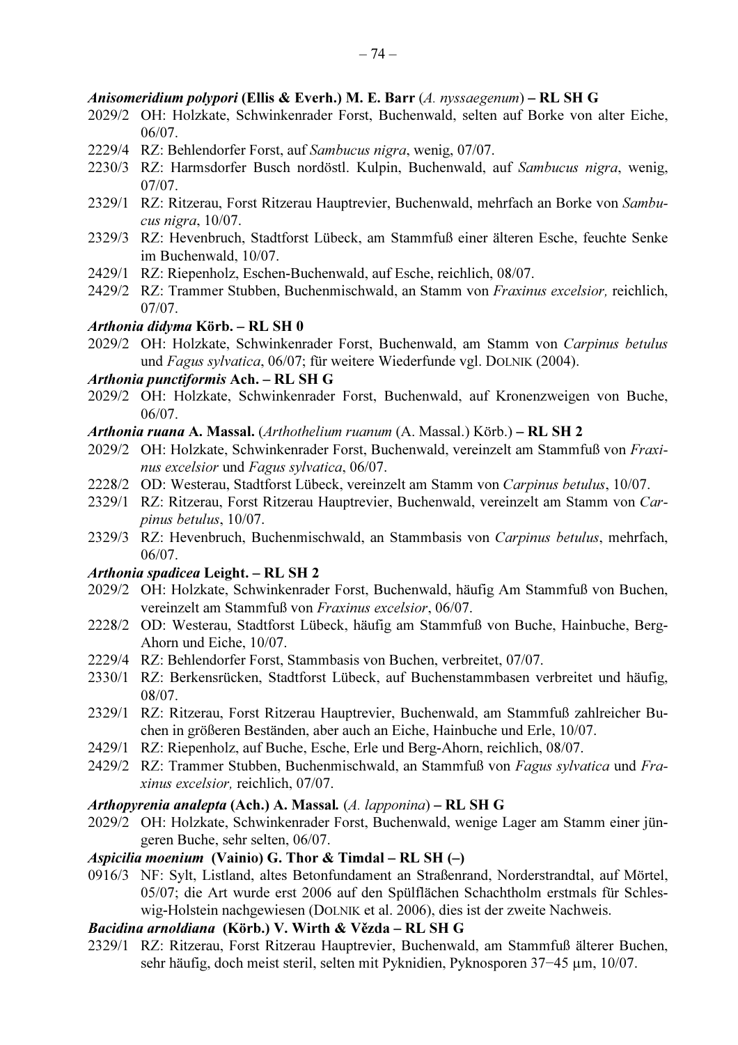***Anisomeridium polypori* (Ellis & Everh.) M. E. Barr** (*A. nyssaegenum*) **– RL SH G**

2029/2 OH: Holzkate, Schwinkenrader Forst, Buchenwald, selten auf Borke von alter Eiche, 06/07.

2229/4 RZ: Behlendorfer Forst, auf *Sambucus nigra*, wenig, 07/07.

2230/3 RZ: Harmsdorfer Busch nordöstl. Kulpin, Buchenwald, auf *Sambucus nigra*, wenig, 07/07.

2329/1 RZ: Ritzerau, Forst Ritzerau Hauptrevier, Buchenwald, mehrfach an Borke von *Sambucus nigra*, 10/07.

2329/3 RZ: Hevenbruch, Stadtforst Lübeck, am Stammfuß einer älteren Esche, feuchte Senke im Buchenwald, 10/07.

2429/1 RZ: Riepenholz, Eschen-Buchenwald, auf Esche, reichlich, 08/07.

2429/2 RZ: Trammer Stubben, Buchenmischwald, an Stamm von *Fraxinus excelsior,* reichlich, 07/07.

***Arthonia didyma* Körb. – RL SH 0**

2029/2 OH: Holzkate, Schwinkenrader Forst, Buchenwald, am Stamm von *Carpinus betulus* und *Fagus sylvatica*, 06/07; für weitere Wiederfunde vgl. DOLNIK (2004).

***Arthonia punctiformis* Ach. – RL SH G**

2029/2 OH: Holzkate, Schwinkenrader Forst, Buchenwald, auf Kronenzweigen von Buche, 06/07.

***Arthonia ruana* A. Massal.** (*Arthothelium ruanum* (A. Massal.) Körb.) **– RL SH 2**

2029/2 OH: Holzkate, Schwinkenrader Forst, Buchenwald, vereinzelt am Stammfuß von *Fraxinus excelsior* und *Fagus sylvatica*, 06/07.

2228/2 OD: Westerau, Stadtforst Lübeck, vereinzelt am Stamm von *Carpinus betulus*, 10/07.

2329/1 RZ: Ritzerau, Forst Ritzerau Hauptrevier, Buchenwald, vereinzelt am Stamm von *Carpinus betulus*, 10/07.

2329/3 RZ: Hevenbruch, Buchenmischwald, an Stammbasis von *Carpinus betulus*, mehrfach, 06/07.

***Arthonia spadicea* Leight. – RL SH 2**

2029/2 OH: Holzkate, Schwinkenrader Forst, Buchenwald, häufig Am Stammfuß von Buchen, vereinzelt am Stammfuß von *Fraxinus excelsior*, 06/07.

2228/2 OD: Westerau, Stadtforst Lübeck, häufig am Stammfuß von Buche, Hainbuche, Berg-Ahorn und Eiche, 10/07.

2229/4 RZ: Behlendorfer Forst, Stammbasis von Buchen, verbreitet, 07/07.

2330/1 RZ: Berkensrücken, Stadtforst Lübeck, auf Buchenstammbasen verbreitet und häufig, 08/07.

2329/1 RZ: Ritzerau, Forst Ritzerau Hauptrevier, Buchenwald, am Stammfuß zahlreicher Buchen in größeren Beständen, aber auch an Eiche, Hainbuche und Erle, 10/07.

2429/1 RZ: Riepenholz, auf Buche, Esche, Erle und Berg-Ahorn, reichlich, 08/07.

2429/2 RZ: Trammer Stubben, Buchenmischwald, an Stammfuß von *Fagus sylvatica* und *Fraxinus excelsior,* reichlich, 07/07.

***Arthopyrenia analepta* (Ach.) A. Massal.** (*A. lapponina*) **– RL SH G**

2029/2 OH: Holzkate, Schwinkenrader Forst, Buchenwald, wenige Lager am Stamm einer jüngeren Buche, sehr selten, 06/07.

***Aspicilia moenium* (Vainio) G. Thor & Timdal – RL SH (–)**

0916/3 NF: Sylt, Listland, altes Betonfundament an Straßenrand, Norderstrandtal, auf Mörtel, 05/07; die Art wurde erst 2006 auf den Spülflächen Schachtholm erstmals für Schleswig-Holstein nachgewiesen (DOLNIK et al. 2006), dies ist der zweite Nachweis.

***Bacidina arnoldiana* (Körb.) V. Wirth & Vězda – RL SH G**

2329/1 RZ: Ritzerau, Forst Ritzerau Hauptrevier, Buchenwald, am Stammfuß älterer Buchen, sehr häufig, doch meist steril, selten mit Pyknidien, Pyknosporen 37−45 µm, 10/07.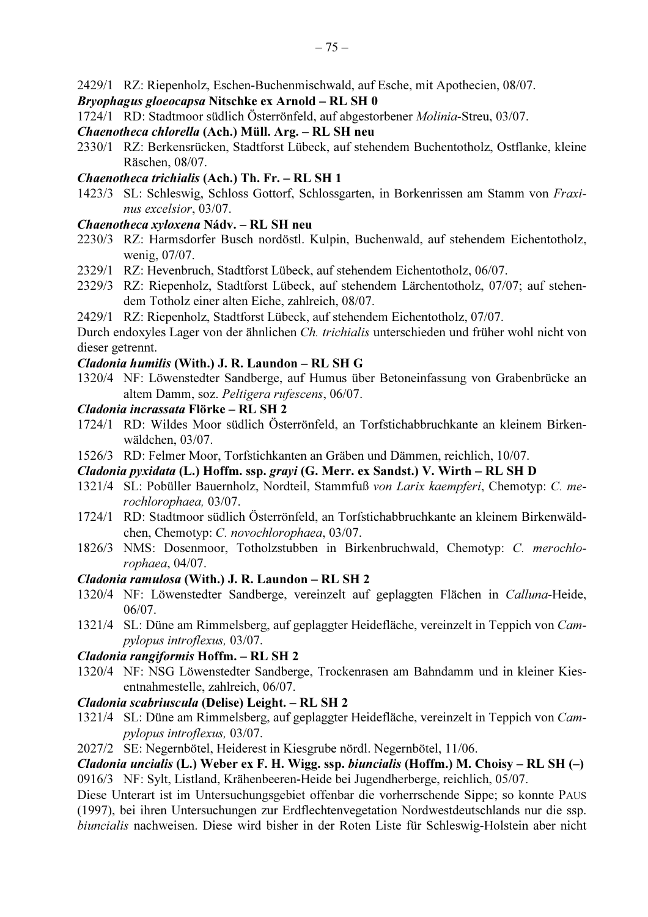2429/1 RZ: Riepenholz, Eschen-Buchenmischwald, auf Esche, mit Apothecien, 08/07.

***Bryophagus gloeocapsa*** **Nitschke ex Arnold – RL SH 0**

1724/1 RD: Stadtmoor südlich Österrönfeld, auf abgestorbener *Molinia*-Streu, 03/07.

***Chaenotheca chlorella*** **(Ach.) Müll. Arg. – RL SH neu**

2330/1 RZ: Berkensrücken, Stadtforst Lübeck, auf stehendem Buchentotholz, Ostflanke, kleine Räschen, 08/07.

***Chaenotheca trichialis*** **(Ach.) Th. Fr. – RL SH 1**

1423/3 SL: Schleswig, Schloss Gottorf, Schlossgarten, in Borkenrissen am Stamm von *Fraxinus excelsior*, 03/07.

***Chaenotheca xyloxena*** **Nádv. – RL SH neu**

2230/3 RZ: Harmsdorfer Busch nordöstl. Kulpin, Buchenwald, auf stehendem Eichentotholz, wenig, 07/07.

2329/1 RZ: Hevenbruch, Stadtforst Lübeck, auf stehendem Eichentotholz, 06/07.

2329/3 RZ: Riepenholz, Stadtforst Lübeck, auf stehendem Lärchentotholz, 07/07; auf stehendem Totholz einer alten Eiche, zahlreich, 08/07.

2429/1 RZ: Riepenholz, Stadtforst Lübeck, auf stehendem Eichentotholz, 07/07.

Durch endoxyles Lager von der ähnlichen *Ch. trichialis* unterschieden und früher wohl nicht von dieser getrennt.

***Cladonia humilis*** **(With.) J. R. Laundon – RL SH G**

1320/4 NF: Löwenstedter Sandberge, auf Humus über Betoneinfassung von Grabenbrücke an altem Damm, soz. *Peltigera rufescens*, 06/07.

***Cladonia incrassata*** **Flörke – RL SH 2**

1724/1 RD: Wildes Moor südlich Österrönfeld, an Torfstichabbruchkante an kleinem Birkenwäldchen, 03/07.

1526/3 RD: Felmer Moor, Torfstichkanten an Gräben und Dämmen, reichlich, 10/07.

***Cladonia pyxidata*** **(L.) Hoffm. ssp. *grayi*** **(G. Merr. ex Sandst.) V. Wirth – RL SH D**

1321/4 SL: Pobüller Bauernholz, Nordteil, Stammfuß *von Larix kaempferi*, Chemotyp: *C. merochlorophaea,* 03/07.

1724/1 RD: Stadtmoor südlich Österrönfeld, an Torfstichabbruchkante an kleinem Birkenwäldchen, Chemotyp: *C. novochlorophaea*, 03/07.

1826/3 NMS: Dosenmoor, Totholzstubben in Birkenbruchwald, Chemotyp: *C. merochlorophaea*, 04/07.

***Cladonia ramulosa*** **(With.) J. R. Laundon – RL SH 2**

1320/4 NF: Löwenstedter Sandberge, vereinzelt auf geplaggten Flächen in *Calluna*-Heide, 06/07.

1321/4 SL: Düne am Rimmelsberg, auf geplaggter Heidefläche, vereinzelt in Teppich von *Campylopus introflexus,* 03/07.

***Cladonia rangiformis*** **Hoffm. – RL SH 2**

1320/4 NF: NSG Löwenstedter Sandberge, Trockenrasen am Bahndamm und in kleiner Kiesentnahmestelle, zahlreich, 06/07.

***Cladonia scabriuscula*** **(Delise) Leight. – RL SH 2**

1321/4 SL: Düne am Rimmelsberg, auf geplaggter Heidefläche, vereinzelt in Teppich von *Campylopus introflexus,* 03/07.

2027/2 SE: Negernbötel, Heiderest in Kiesgrube nördl. Negernbötel, 11/06.

***Cladonia uncialis*** **(L.) Weber ex F. H. Wigg. ssp. *biuncialis*** **(Hoffm.) M. Choisy – RL SH (–)**

0916/3 NF: Sylt, Listland, Krähenbeeren-Heide bei Jugendherberge, reichlich, 05/07.

Diese Unterart ist im Untersuchungsgebiet offenbar die vorherrschende Sippe; so konnte PAUS (1997), bei ihren Untersuchungen zur Erdflechtenvegetation Nordwestdeutschlands nur die ssp. *biuncialis* nachweisen. Diese wird bisher in der Roten Liste für Schleswig-Holstein aber nicht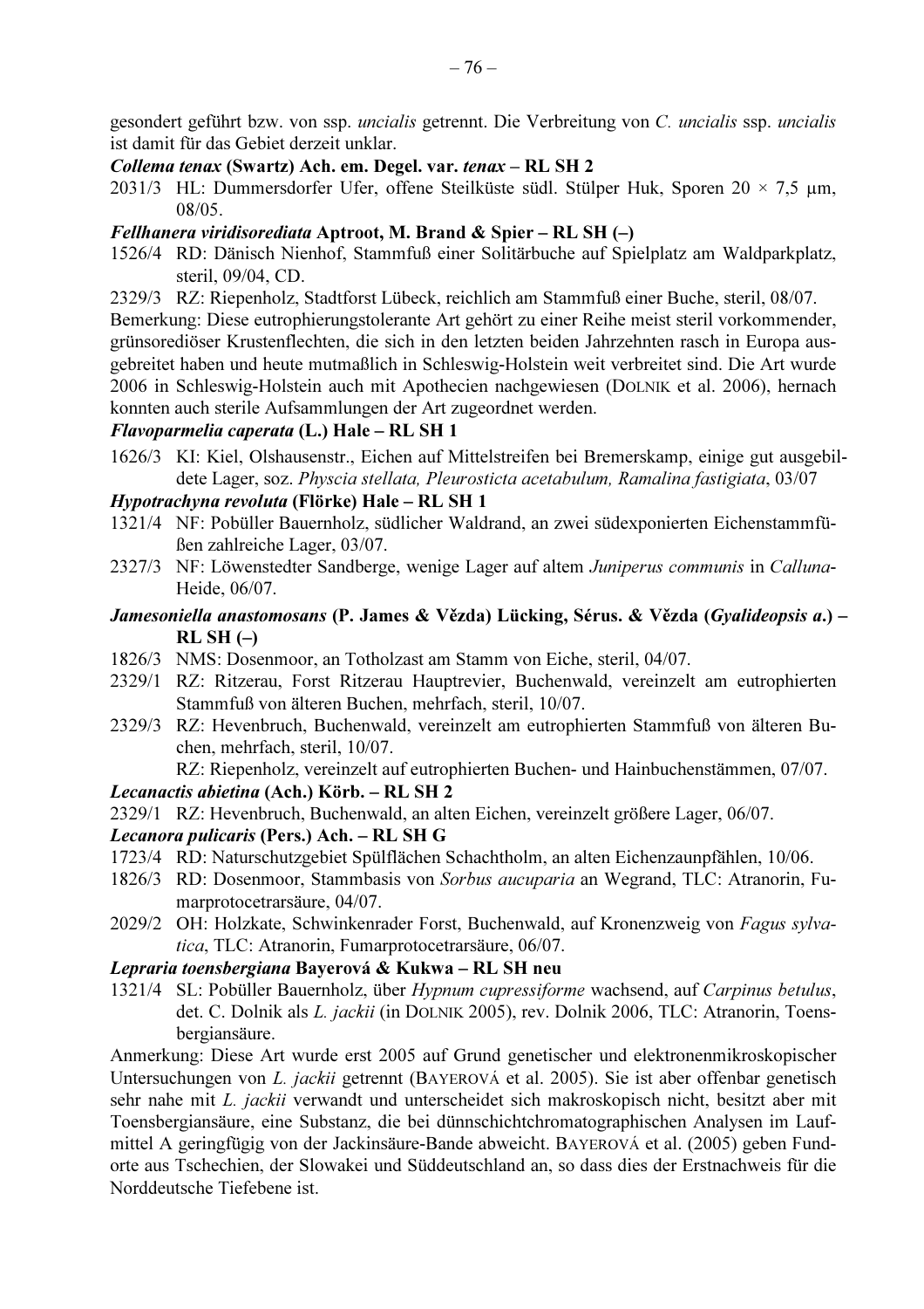gesondert geführt bzw. von ssp. *uncialis* getrennt. Die Verbreitung von *C. uncialis* ssp. *uncialis* ist damit für das Gebiet derzeit unklar.

***Collema tenax*** **(Swartz) Ach. em. Degel. var. *tenax* – RL SH 2**

2031/3 HL: Dummersdorfer Ufer, offene Steilküste südl. Stülper Huk, Sporen 20 × 7,5 µm, 08/05.

***Fellhanera viridisorediata*** **Aptroot, M. Brand & Spier – RL SH (–)**

1526/4 RD: Dänisch Nienhof, Stammfuß einer Solitärbuche auf Spielplatz am Waldparkplatz, steril, 09/04, CD.

2329/3 RZ: Riepenholz, Stadtforst Lübeck, reichlich am Stammfuß einer Buche, steril, 08/07.

Bemerkung: Diese eutrophierungstolerante Art gehört zu einer Reihe meist steril vorkommender, grünsorediöser Krustenflechten, die sich in den letzten beiden Jahrzehnten rasch in Europa ausgebreitet haben und heute mutmaßlich in Schleswig-Holstein weit verbreitet sind. Die Art wurde 2006 in Schleswig-Holstein auch mit Apothecien nachgewiesen (Dolnik et al. 2006), hernach konnten auch sterile Aufsammlungen der Art zugeordnet werden.

***Flavoparmelia caperata*** **(L.) Hale – RL SH 1**

1626/3 KI: Kiel, Olshausenstr., Eichen auf Mittelstreifen bei Bremerskamp, einige gut ausgebildete Lager, soz. *Physcia stellata, Pleurosticta acetabulum, Ramalina fastigiata*, 03/07

***Hypotrachyna revoluta*** **(Flörke) Hale – RL SH 1**

1321/4 NF: Pobüller Bauernholz, südlicher Waldrand, an zwei südexponierten Eichenstammfüßen zahlreiche Lager, 03/07.

2327/3 NF: Löwenstedter Sandberge, wenige Lager auf altem *Juniperus communis* in *Calluna*-Heide, 06/07.

***Jamesoniella anastomosans*** **(P. James & Vězda) Lücking, Sérus. & Vězda (*Gyalideopsis a.*) – RL SH (–)**

1826/3 NMS: Dosenmoor, an Totholzast am Stamm von Eiche, steril, 04/07.

2329/1 RZ: Ritzerau, Forst Ritzerau Hauptrevier, Buchenwald, vereinzelt am eutrophierten Stammfuß von älteren Buchen, mehrfach, steril, 10/07.

2329/3 RZ: Hevenbruch, Buchenwald, vereinzelt am eutrophierten Stammfuß von älteren Buchen, mehrfach, steril, 10/07.

RZ: Riepenholz, vereinzelt auf eutrophierten Buchen- und Hainbuchenstämmen, 07/07.

***Lecanactis abietina*** **(Ach.) Körb. – RL SH 2**

2329/1 RZ: Hevenbruch, Buchenwald, an alten Eichen, vereinzelt größere Lager, 06/07.

***Lecanora pulicaris*** **(Pers.) Ach. – RL SH G**

1723/4 RD: Naturschutzgebiet Spülflächen Schachtholm, an alten Eichenzaunpfählen, 10/06.

1826/3 RD: Dosenmoor, Stammbasis von *Sorbus aucuparia* an Wegrand, TLC: Atranorin, Fumarprotocetrarsäure, 04/07.

2029/2 OH: Holzkate, Schwinkenrader Forst, Buchenwald, auf Kronenzweig von *Fagus sylvatica*, TLC: Atranorin, Fumarprotocetrarsäure, 06/07.

***Lepraria toensbergiana*** **Bayerová & Kukwa – RL SH neu**

1321/4 SL: Pobüller Bauernholz, über *Hypnum cupressiforme* wachsend, auf *Carpinus betulus*, det. C. Dolnik als *L. jackii* (in Dolnik 2005), rev. Dolnik 2006, TLC: Atranorin, Toensbergiansäure.

Anmerkung: Diese Art wurde erst 2005 auf Grund genetischer und elektronenmikroskopischer Untersuchungen von *L. jackii* getrennt (Bayerová et al. 2005). Sie ist aber offenbar genetisch sehr nahe mit *L. jackii* verwandt und unterscheidet sich makroskopisch nicht, besitzt aber mit Toensbergiansäure, eine Substanz, die bei dünnschichtchromatographischen Analysen im Laufmittel A geringfügig von der Jackinsäure-Bande abweicht. Bayerová et al. (2005) geben Fundorte aus Tschechien, der Slowakei und Süddeutschland an, so dass dies der Erstnachweis für die Norddeutsche Tiefebene ist.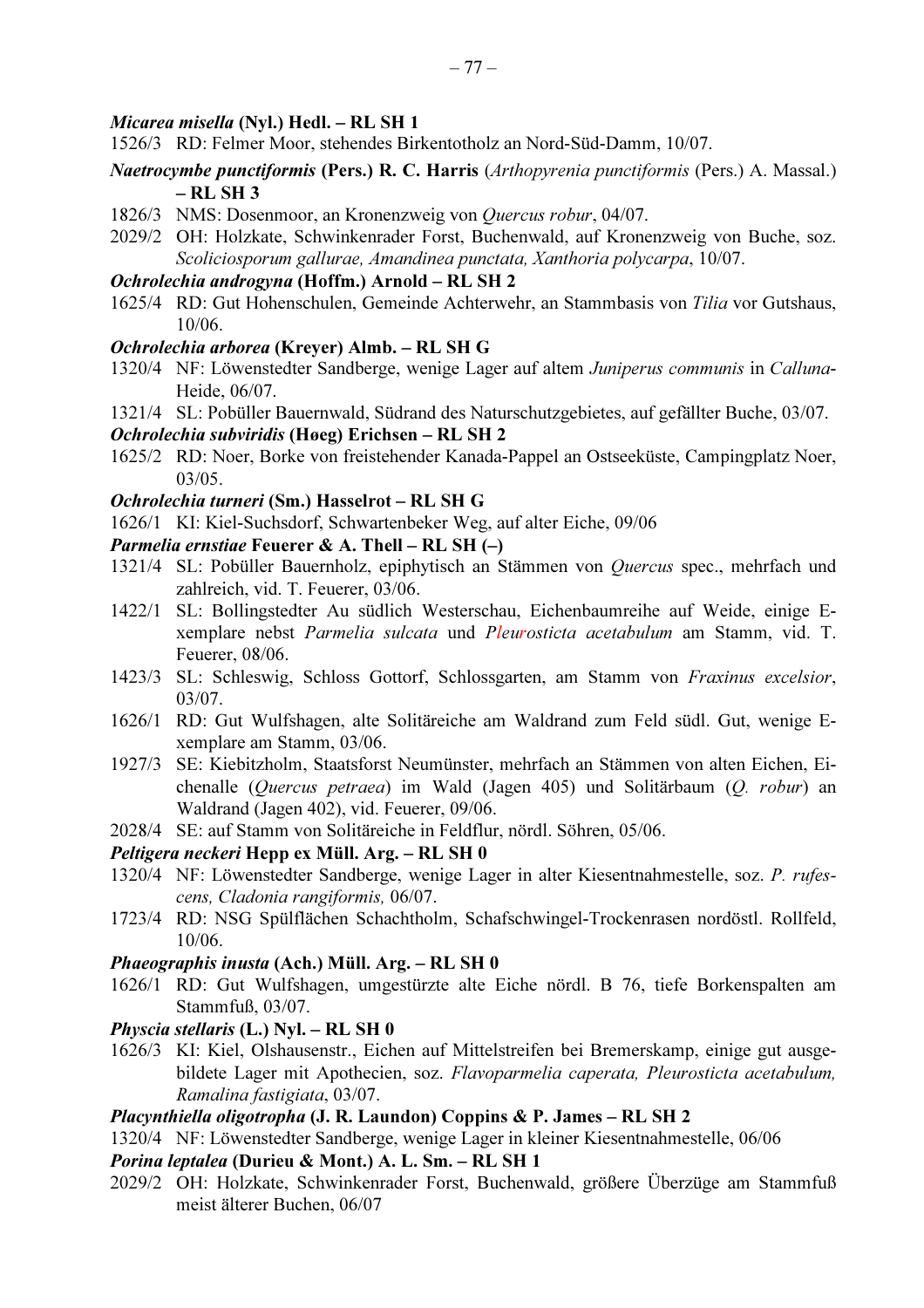***Micarea misella* (Nyl.) Hedl. – RL SH 1**

1526/3 RD: Felmer Moor, stehendes Birkentotholz an Nord-Süd-Damm, 10/07.

***Naetrocymbe punctiformis* (Pers.) R. C. Harris** (*Arthopyrenia punctiformis* (Pers.) A. Massal.) **– RL SH 3**

1826/3 NMS: Dosenmoor, an Kronenzweig von *Quercus robur*, 04/07.

2029/2 OH: Holzkate, Schwinkenrader Forst, Buchenwald, auf Kronenzweig von Buche, soz. *Scoliciosporum gallurae, Amandinea punctata, Xanthoria polycarpa*, 10/07.

***Ochrolechia androgyna* (Hoffm.) Arnold – RL SH 2**

1625/4 RD: Gut Hohenschulen, Gemeinde Achterwehr, an Stammbasis von *Tilia* vor Gutshaus, 10/06.

***Ochrolechia arborea* (Kreyer) Almb. – RL SH G**

1320/4 NF: Löwenstedter Sandberge, wenige Lager auf altem *Juniperus communis* in *Calluna*-Heide, 06/07.

1321/4 SL: Pobüller Bauernwald, Südrand des Naturschutzgebietes, auf gefällter Buche, 03/07.

***Ochrolechia subviridis* (Høeg) Erichsen – RL SH 2**

1625/2 RD: Noer, Borke von freistehender Kanada-Pappel an Ostseeküste, Campingplatz Noer, 03/05.

***Ochrolechia turneri* (Sm.) Hasselrot – RL SH G**

1626/1 KI: Kiel-Suchsdorf, Schwartenbeker Weg, auf alter Eiche, 09/06

***Parmelia ernstiae* Feuerer & A. Thell – RL SH (–)**

1321/4 SL: Pobüller Bauernholz, epiphytisch an Stämmen von *Quercus* spec., mehrfach und zahlreich, vid. T. Feuerer, 03/06.

1422/1 SL: Bollingstedter Au südlich Westerschau, Eichenbaumreihe auf Weide, einige Exemplare nebst *Parmelia sulcata* und *Pleurosticta acetabulum* am Stamm, vid. T. Feuerer, 08/06.

1423/3 SL: Schleswig, Schloss Gottorf, Schlossgarten, am Stamm von *Fraxinus excelsior*, 03/07.

1626/1 RD: Gut Wulfshagen, alte Solitäreiche am Waldrand zum Feld südl. Gut, wenige Exemplare am Stamm, 03/06.

1927/3 SE: Kiebitzholm, Staatsforst Neumünster, mehrfach an Stämmen von alten Eichen, Eichenalle (*Quercus petraea*) im Wald (Jagen 405) und Solitärbaum (*Q. robur*) an Waldrand (Jagen 402), vid. Feuerer, 09/06.

2028/4 SE: auf Stamm von Solitäreiche in Feldflur, nördl. Söhren, 05/06.

***Peltigera neckeri* Hepp ex Müll. Arg. – RL SH 0**

1320/4 NF: Löwenstedter Sandberge, wenige Lager in alter Kiesentnahmestelle, soz. *P. rufescens, Cladonia rangiformis,* 06/07.

1723/4 RD: NSG Spülflächen Schachtholm, Schafschwingel-Trockenrasen nordöstl. Rollfeld, 10/06.

***Phaeographis inusta* (Ach.) Müll. Arg. – RL SH 0**

1626/1 RD: Gut Wulfshagen, umgestürzte alte Eiche nördl. B 76, tiefe Borkenspalten am Stammfuß, 03/07.

***Physcia stellaris* (L.) Nyl. – RL SH 0**

1626/3 KI: Kiel, Olshausenstr., Eichen auf Mittelstreifen bei Bremerskamp, einige gut ausgebildete Lager mit Apothecien, soz. *Flavoparmelia caperata, Pleurosticta acetabulum, Ramalina fastigiata*, 03/07.

***Placynthiella oligotropha* (J. R. Laundon) Coppins & P. James – RL SH 2**

1320/4 NF: Löwenstedter Sandberge, wenige Lager in kleiner Kiesentnahmestelle, 06/06

***Porina leptalea* (Durieu & Mont.) A. L. Sm. – RL SH 1**

2029/2 OH: Holzkate, Schwinkenrader Forst, Buchenwald, größere Überzüge am Stammfuß meist älterer Buchen, 06/07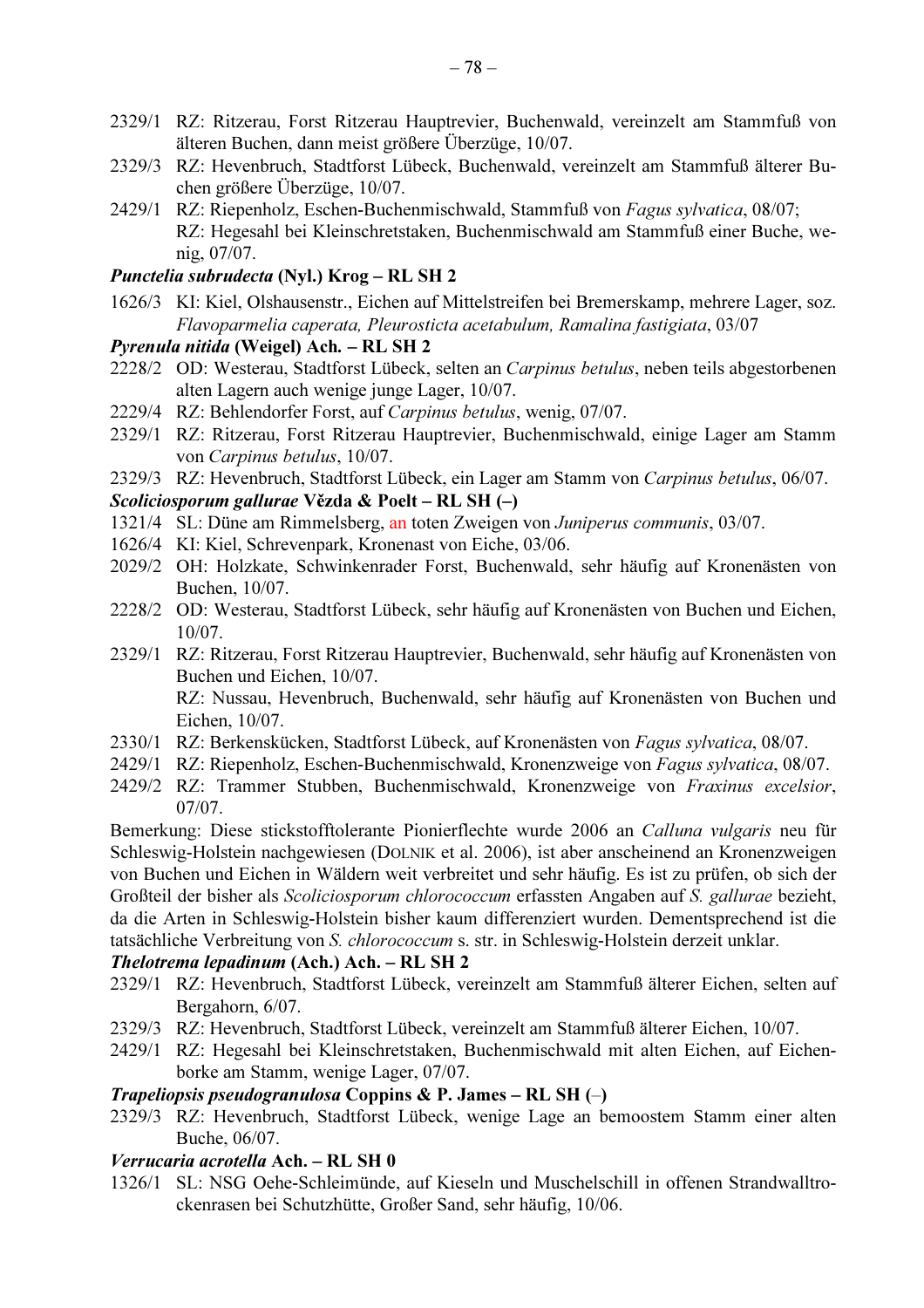2329/1 RZ: Ritzerau, Forst Ritzerau Hauptrevier, Buchenwald, vereinzelt am Stammfuß von älteren Buchen, dann meist größere Überzüge, 10/07.
2329/3 RZ: Hevenbruch, Stadtforst Lübeck, Buchenwald, vereinzelt am Stammfuß älterer Buchen größere Überzüge, 10/07.
2429/1 RZ: Riepenholz, Eschen-Buchenmischwald, Stammfuß von *Fagus sylvatica*, 08/07; RZ: Hegesahl bei Kleinschretstaken, Buchenmischwald am Stammfuß einer Buche, wenig, 07/07.

***Punctelia subrudecta* (Nyl.) Krog – RL SH 2**

1626/3 KI: Kiel, Olshausenstr., Eichen auf Mittelstreifen bei Bremerskamp, mehrere Lager, soz. *Flavoparmelia caperata, Pleurosticta acetabulum, Ramalina fastigiata*, 03/07

***Pyrenula nitida* (Weigel) Ach. – RL SH 2**

2228/2 OD: Westerau, Stadtforst Lübeck, selten an *Carpinus betulus*, neben teils abgestorbenen alten Lagern auch wenige junge Lager, 10/07.
2229/4 RZ: Behlendorfer Forst, auf *Carpinus betulus*, wenig, 07/07.
2329/1 RZ: Ritzerau, Forst Ritzerau Hauptrevier, Buchenmischwald, einige Lager am Stamm von *Carpinus betulus*, 10/07.
2329/3 RZ: Hevenbruch, Stadtforst Lübeck, ein Lager am Stamm von *Carpinus betulus*, 06/07.

***Scoliciosporum gallurae* Vězda & Poelt – RL SH (–)**

1321/4 SL: Düne am Rimmelsberg, an toten Zweigen von *Juniperus communis*, 03/07.
1626/4 KI: Kiel, Schrevenpark, Kronenast von Eiche, 03/06.
2029/2 OH: Holzkate, Schwinkenrader Forst, Buchenwald, sehr häufig auf Kronenästen von Buchen, 10/07.
2228/2 OD: Westerau, Stadtforst Lübeck, sehr häufig auf Kronenästen von Buchen und Eichen, 10/07.
2329/1 RZ: Ritzerau, Forst Ritzerau Hauptrevier, Buchenwald, sehr häufig auf Kronenästen von Buchen und Eichen, 10/07.
RZ: Nussau, Hevenbruch, Buchenwald, sehr häufig auf Kronenästen von Buchen und Eichen, 10/07.
2330/1 RZ: Berkenskücken, Stadtforst Lübeck, auf Kronenästen von *Fagus sylvatica*, 08/07.
2429/1 RZ: Riepenholz, Eschen-Buchenmischwald, Kronenzweige von *Fagus sylvatica*, 08/07.
2429/2 RZ: Trammer Stubben, Buchenmischwald, Kronenzweige von *Fraxinus excelsior*, 07/07.

Bemerkung: Diese stickstofftolerante Pionierflechte wurde 2006 an *Calluna vulgaris* neu für Schleswig-Holstein nachgewiesen (DOLNIK et al. 2006), ist aber anscheinend an Kronenzweigen von Buchen und Eichen in Wäldern weit verbreitet und sehr häufig. Es ist zu prüfen, ob sich der Großteil der bisher als *Scoliciosporum chlorococcum* erfassten Angaben auf *S. gallurae* bezieht, da die Arten in Schleswig-Holstein bisher kaum differenziert wurden. Dementsprechend ist die tatsächliche Verbreitung von *S. chlorococcum* s. str. in Schleswig-Holstein derzeit unklar.

***Thelotrema lepadinum* (Ach.) Ach. – RL SH 2**

2329/1 RZ: Hevenbruch, Stadtforst Lübeck, vereinzelt am Stammfuß älterer Eichen, selten auf Bergahorn, 6/07.
2329/3 RZ: Hevenbruch, Stadtforst Lübeck, vereinzelt am Stammfuß älterer Eichen, 10/07.
2429/1 RZ: Hegesahl bei Kleinschretstaken, Buchenmischwald mit alten Eichen, auf Eichenborke am Stamm, wenige Lager, 07/07.

***Trapeliopsis pseudogranulosa* Coppins & P. James – RL SH (–)**

2329/3 RZ: Hevenbruch, Stadtforst Lübeck, wenige Lage an bemoostem Stamm einer alten Buche, 06/07.

***Verrucaria acrotella* Ach. – RL SH 0**

1326/1 SL: NSG Oehe-Schleimünde, auf Kieseln und Muschelschill in offenen Strandwalltrockenrasen bei Schutzhütte, Großer Sand, sehr häufig, 10/06.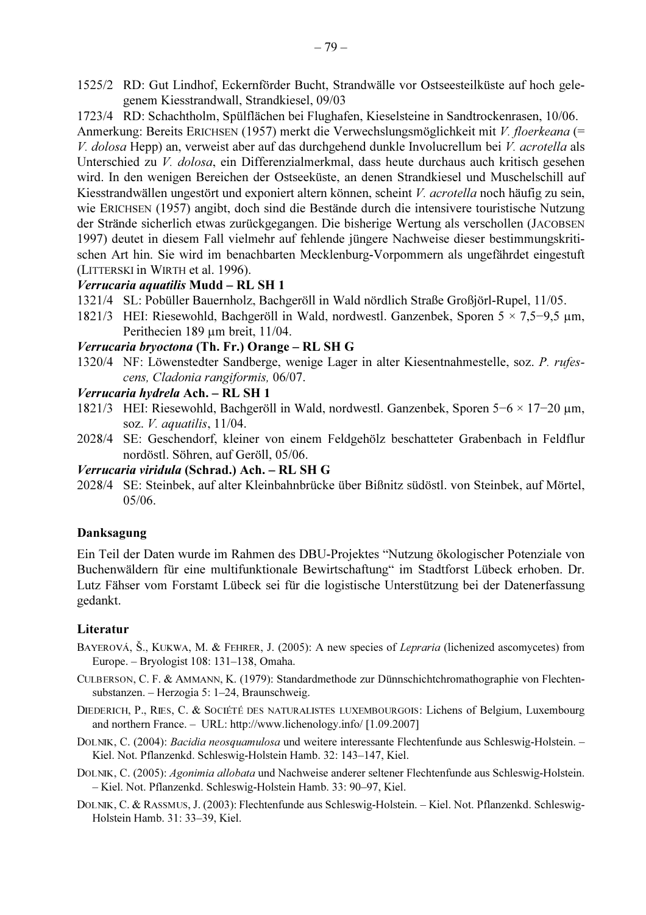1525/2 RD: Gut Lindhof, Eckernförder Bucht, Strandwälle vor Ostseesteilküste auf hoch gelegenem Kiesstrandwall, Strandkiesel, 09/03

1723/4 RD: Schachtholm, Spülflächen bei Flughafen, Kieselsteine in Sandtrockenrasen, 10/06.

Anmerkung: Bereits ERICHSEN (1957) merkt die Verwechslungsmöglichkeit mit *V. floerkeana* (= *V. dolosa* Hepp) an, verweist aber auf das durchgehend dunkle Involucrellum bei *V. acrotella* als Unterschied zu *V. dolosa*, ein Differenzialmerkmal, dass heute durchaus auch kritisch gesehen wird. In den wenigen Bereichen der Ostseeküste, an denen Strandkiesel und Muschelschill auf Kiesstrandwällen ungestört und exponiert altern können, scheint *V. acrotella* noch häufig zu sein, wie ERICHSEN (1957) angibt, doch sind die Bestände durch die intensivere touristische Nutzung der Strände sicherlich etwas zurückgegangen. Die bisherige Wertung als verschollen (JACOBSEN 1997) deutet in diesem Fall vielmehr auf fehlende jüngere Nachweise dieser bestimmungskritischen Art hin. Sie wird im benachbarten Mecklenburg-Vorpommern als ungefährdet eingestuft (LITTERSKI in WIRTH et al. 1996).

***Verrucaria aquatilis* Mudd – RL SH 1**

1321/4 SL: Pobüller Bauernholz, Bachgeröll in Wald nördlich Straße Großjörl-Rupel, 11/05.

1821/3 HEI: Riesewohld, Bachgeröll in Wald, nordwestl. Ganzenbek, Sporen 5 × 7,5−9,5 µm, Perithecien 189 µm breit, 11/04.

***Verrucaria bryoctona* (Th. Fr.) Orange – RL SH G**

1320/4 NF: Löwenstedter Sandberge, wenige Lager in alter Kiesentnahmestelle, soz. *P. rufescens, Cladonia rangiformis,* 06/07.

***Verrucaria hydrela* Ach. – RL SH 1**

1821/3 HEI: Riesewohld, Bachgeröll in Wald, nordwestl. Ganzenbek, Sporen 5−6 × 17−20 µm, soz. *V. aquatilis*, 11/04.

2028/4 SE: Geschendorf, kleiner von einem Feldgehölz beschatteter Grabenbach in Feldflur nordöstl. Söhren, auf Geröll, 05/06.

***Verrucaria viridula* (Schrad.) Ach. – RL SH G**

2028/4 SE: Steinbek, auf alter Kleinbahnbrücke über Bißnitz südöstl. von Steinbek, auf Mörtel, 05/06.

## Danksagung

Ein Teil der Daten wurde im Rahmen des DBU-Projektes "Nutzung ökologischer Potenziale von Buchenwäldern für eine multifunktionale Bewirtschaftung" im Stadtforst Lübeck erhoben. Dr. Lutz Fähser vom Forstamt Lübeck sei für die logistische Unterstützung bei der Datenerfassung gedankt.

## Literatur

BAYEROVÁ, Š., KUKWA, M. & FEHRER, J. (2005): A new species of *Lepraria* (lichenized ascomycetes) from Europe. – Bryologist 108: 131–138, Omaha.

CULBERSON, C. F. & AMMANN, K. (1979): Standardmethode zur Dünnschichtchromathographie von Flechtensubstanzen. – Herzogia 5: 1–24, Braunschweig.

DIEDERICH, P., RIES, C. & SOCIÉTÉ DES NATURALISTES LUXEMBOURGOIS: Lichens of Belgium, Luxembourg and northern France. – URL: http://www.lichenology.info/ [1.09.2007]

DOLNIK, C. (2004): *Bacidia neosquamulosa* und weitere interessante Flechtenfunde aus Schleswig-Holstein. – Kiel. Not. Pflanzenkd. Schleswig-Holstein Hamb. 32: 143–147, Kiel.

DOLNIK, C. (2005): *Agonimia allobata* und Nachweise anderer seltener Flechtenfunde aus Schleswig-Holstein. – Kiel. Not. Pflanzenkd. Schleswig-Holstein Hamb. 33: 90–97, Kiel.

DOLNIK, C. & RASSMUS, J. (2003): Flechtenfunde aus Schleswig-Holstein. – Kiel. Not. Pflanzenkd. Schleswig-Holstein Hamb. 31: 33–39, Kiel.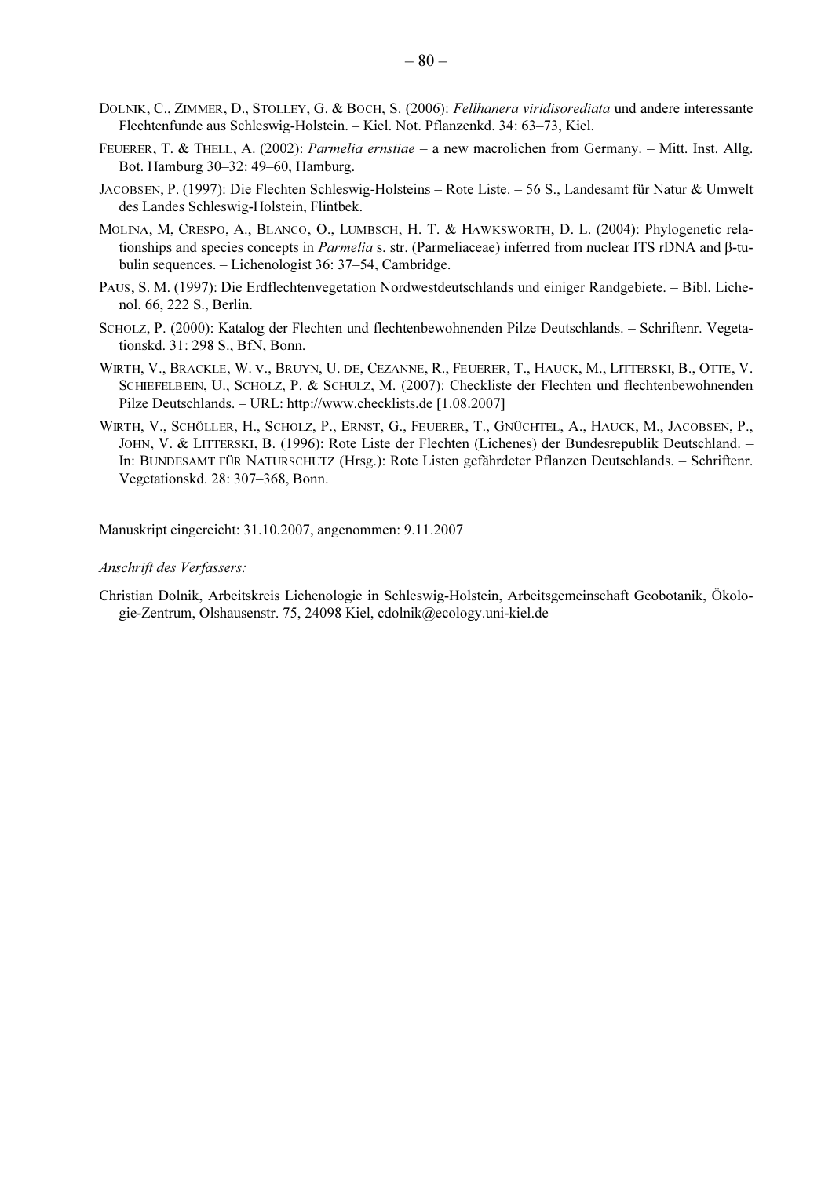DOLNIK, C., ZIMMER, D., STOLLEY, G. & BOCH, S. (2006): *Fellhanera viridisorediata* und andere interessante Flechtenfunde aus Schleswig-Holstein. – Kiel. Not. Pflanzenkd. 34: 63–73, Kiel.

FEUERER, T. & THELL, A. (2002): *Parmelia ernstiae* – a new macrolichen from Germany. – Mitt. Inst. Allg. Bot. Hamburg 30–32: 49–60, Hamburg.

JACOBSEN, P. (1997): Die Flechten Schleswig-Holsteins – Rote Liste. – 56 S., Landesamt für Natur & Umwelt des Landes Schleswig-Holstein, Flintbek.

MOLINA, M, CRESPO, A., BLANCO, O., LUMBSCH, H. T. & HAWKSWORTH, D. L. (2004): Phylogenetic relationships and species concepts in *Parmelia* s. str. (Parmeliaceae) inferred from nuclear ITS rDNA and β-tubulin sequences. – Lichenologist 36: 37–54, Cambridge.

PAUS, S. M. (1997): Die Erdflechtenvegetation Nordwestdeutschlands und einiger Randgebiete. – Bibl. Lichenol. 66, 222 S., Berlin.

SCHOLZ, P. (2000): Katalog der Flechten und flechtenbewohnenden Pilze Deutschlands. – Schriftenr. Vegetationskd. 31: 298 S., BfN, Bonn.

WIRTH, V., BRACKLE, W. V., BRUYN, U. DE, CEZANNE, R., FEUERER, T., HAUCK, M., LITTERSKI, B., OTTE, V. SCHIEFELBEIN, U., SCHOLZ, P. & SCHULZ, M. (2007): Checkliste der Flechten und flechtenbewohnenden Pilze Deutschlands. – URL: http://www.checklists.de [1.08.2007]

WIRTH, V., SCHÖLLER, H., SCHOLZ, P., ERNST, G., FEUERER, T., GNÜCHTEL, A., HAUCK, M., JACOBSEN, P., JOHN, V. & LITTERSKI, B. (1996): Rote Liste der Flechten (Lichenes) der Bundesrepublik Deutschland. – In: BUNDESAMT FÜR NATURSCHUTZ (Hrsg.): Rote Listen gefährdeter Pflanzen Deutschlands. – Schriftenr. Vegetationskd. 28: 307–368, Bonn.

Manuskript eingereicht: 31.10.2007, angenommen: 9.11.2007

*Anschrift des Verfassers:*

Christian Dolnik, Arbeitskreis Lichenologie in Schleswig-Holstein, Arbeitsgemeinschaft Geobotanik, Ökologie-Zentrum, Olshausenstr. 75, 24098 Kiel, cdolnik@ecology.uni-kiel.de